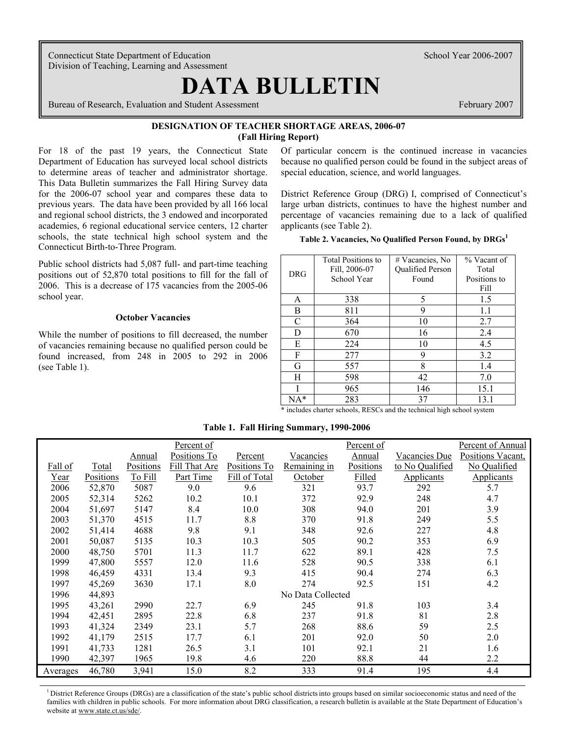Connecticut State Department of Education
Division of Teaching, Learning and Assessment

School Year 2006-2007

# DATA BULLETIN

Bureau of Research, Evaluation and Student Assessment

February 2007

## DESIGNATION OF TEACHER SHORTAGE AREAS, 2006-07
### (Fall Hiring Report)

For 18 of the past 19 years, the Connecticut State Department of Education has surveyed local school districts to determine areas of teacher and administrator shortage. This Data Bulletin summarizes the Fall Hiring Survey data for the 2006-07 school year and compares these data to previous years. The data have been provided by all 166 local and regional school districts, the 3 endowed and incorporated academies, 6 regional educational service centers, 12 charter schools, the state technical high school system and the Connecticut Birth-to-Three Program.

Public school districts had 5,087 full- and part-time teaching positions out of 52,870 total positions to fill for the fall of 2006. This is a decrease of 175 vacancies from the 2005-06 school year.

### October Vacancies

While the number of positions to fill decreased, the number of vacancies remaining because no qualified person could be found increased, from 248 in 2005 to 292 in 2006 (see Table 1).

Of particular concern is the continued increase in vacancies because no qualified person could be found in the subject areas of special education, science, and world languages.

District Reference Group (DRG) I, comprised of Connecticut's large urban districts, continues to have the highest number and percentage of vacancies remaining due to a lack of qualified applicants (see Table 2).

**Table 2. Vacancies, No Qualified Person Found, by DRGs[1]**

| DRG | Total Positions to Fill, 2006-07 School Year | # Vacancies, No Qualified Person Found | % Vacant of Total Positions to Fill |
|---|---|---|---|
| A | 338 | 5 | 1.5 |
| B | 811 | 9 | 1.1 |
| C | 364 | 10 | 2.7 |
| D | 670 | 16 | 2.4 |
| E | 224 | 10 | 4.5 |
| F | 277 | 9 | 3.2 |
| G | 557 | 8 | 1.4 |
| H | 598 | 42 | 7.0 |
| I | 965 | 146 | 15.1 |
| NA* | 283 | 37 | 13.1 |

* includes charter schools, RESCs and the technical high school system

**Table 1. Fall Hiring Summary, 1990-2006**

| Fall of Year | Total Positions | Annual Positions To Fill | Percent of Positions To Fill That Are Part Time | Percent Positions To Fill of Total | Vacancies Remaining in October | Percent of Annual Positions Filled | Vacancies Due to No Qualified Applicants | Percent of Annual Positions Vacant, No Qualified Applicants |
|---|---|---|---|---|---|---|---|---|
| 2006 | 52,870 | 5087 | 9.0 | 9.6 | 321 | 93.7 | 292 | 5.7 |
| 2005 | 52,314 | 5262 | 10.2 | 10.1 | 372 | 92.9 | 248 | 4.7 |
| 2004 | 51,697 | 5147 | 8.4 | 10.0 | 308 | 94.0 | 201 | 3.9 |
| 2003 | 51,370 | 4515 | 11.7 | 8.8 | 370 | 91.8 | 249 | 5.5 |
| 2002 | 51,414 | 4688 | 9.8 | 9.1 | 348 | 92.6 | 227 | 4.8 |
| 2001 | 50,087 | 5135 | 10.3 | 10.3 | 505 | 90.2 | 353 | 6.9 |
| 2000 | 48,750 | 5701 | 11.3 | 11.7 | 622 | 89.1 | 428 | 7.5 |
| 1999 | 47,800 | 5557 | 12.0 | 11.6 | 528 | 90.5 | 338 | 6.1 |
| 1998 | 46,459 | 4331 | 13.4 | 9.3 | 415 | 90.4 | 274 | 6.3 |
| 1997 | 45,269 | 3630 | 17.1 | 8.0 | 274 | 92.5 | 151 | 4.2 |
| 1996 | 44,893 | | | | No Data Collected | | | |
| 1995 | 43,261 | 2990 | 22.7 | 6.9 | 245 | 91.8 | 103 | 3.4 |
| 1994 | 42,451 | 2895 | 22.8 | 6.8 | 237 | 91.8 | 81 | 2.8 |
| 1993 | 41,324 | 2349 | 23.1 | 5.7 | 268 | 88.6 | 59 | 2.5 |
| 1992 | 41,179 | 2515 | 17.7 | 6.1 | 201 | 92.0 | 50 | 2.0 |
| 1991 | 41,733 | 1281 | 26.5 | 3.1 | 101 | 92.1 | 21 | 1.6 |
| 1990 | 42,397 | 1965 | 19.8 | 4.6 | 220 | 88.8 | 44 | 2.2 |
| Averages | 46,780 | 3,941 | 15.0 | 8.2 | 333 | 91.4 | 195 | 4.4 |

[1] District Reference Groups (DRGs) are a classification of the state's public school districts into groups based on similar socioeconomic status and need of the families with children in public schools. For more information about DRG classification, a research bulletin is available at the State Department of Education's website at www.state.ct.us/sde/.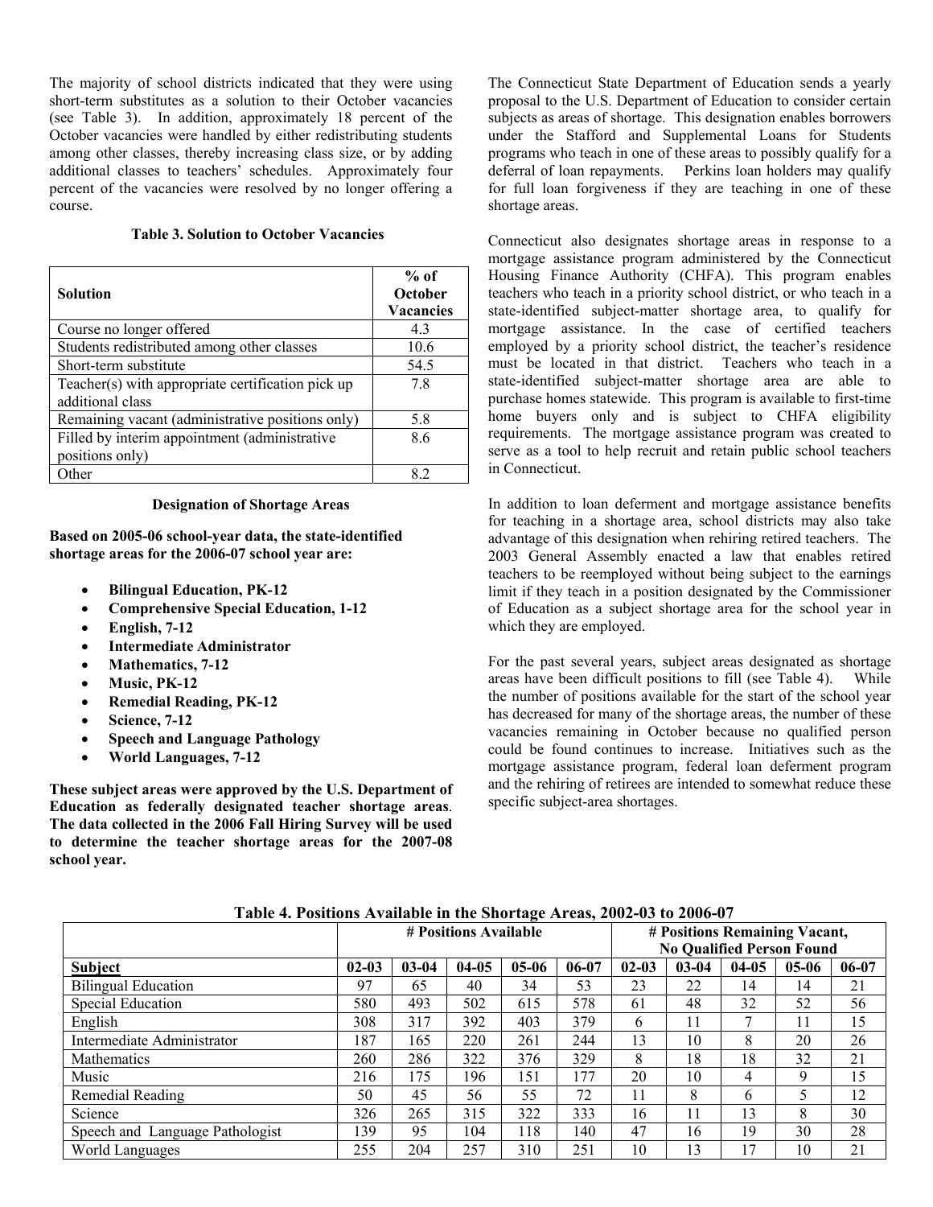The majority of school districts indicated that they were using short-term substitutes as a solution to their October vacancies (see Table 3). In addition, approximately 18 percent of the October vacancies were handled by either redistributing students among other classes, thereby increasing class size, or by adding additional classes to teachers' schedules. Approximately four percent of the vacancies were resolved by no longer offering a course.

**Table 3. Solution to October Vacancies**

| Solution | % of October Vacancies |
|---|---|
| Course no longer offered | 4.3 |
| Students redistributed among other classes | 10.6 |
| Short-term substitute | 54.5 |
| Teacher(s) with appropriate certification pick up additional class | 7.8 |
| Remaining vacant (administrative positions only) | 5.8 |
| Filled by interim appointment (administrative positions only) | 8.6 |
| Other | 8.2 |

**Designation of Shortage Areas**

**Based on 2005-06 school-year data, the state-identified shortage areas for the 2006-07 school year are:**

- **Bilingual Education, PK-12**
- **Comprehensive Special Education, 1-12**
- **English, 7-12**
- **Intermediate Administrator**
- **Mathematics, 7-12**
- **Music, PK-12**
- **Remedial Reading, PK-12**
- **Science, 7-12**
- **Speech and Language Pathology**
- **World Languages, 7-12**

**These subject areas were approved by the U.S. Department of Education as federally designated teacher shortage areas. The data collected in the 2006 Fall Hiring Survey will be used to determine the teacher shortage areas for the 2007-08 school year.**

The Connecticut State Department of Education sends a yearly proposal to the U.S. Department of Education to consider certain subjects as areas of shortage. This designation enables borrowers under the Stafford and Supplemental Loans for Students programs who teach in one of these areas to possibly qualify for a deferral of loan repayments. Perkins loan holders may qualify for full loan forgiveness if they are teaching in one of these shortage areas.

Connecticut also designates shortage areas in response to a mortgage assistance program administered by the Connecticut Housing Finance Authority (CHFA). This program enables teachers who teach in a priority school district, or who teach in a state-identified subject-matter shortage area, to qualify for mortgage assistance. In the case of certified teachers employed by a priority school district, the teacher's residence must be located in that district. Teachers who teach in a state-identified subject-matter shortage area are able to purchase homes statewide. This program is available to first-time home buyers only and is subject to CHFA eligibility requirements. The mortgage assistance program was created to serve as a tool to help recruit and retain public school teachers in Connecticut.

In addition to loan deferment and mortgage assistance benefits for teaching in a shortage area, school districts may also take advantage of this designation when rehiring retired teachers. The 2003 General Assembly enacted a law that enables retired teachers to be reemployed without being subject to the earnings limit if they teach in a position designated by the Commissioner of Education as a subject shortage area for the school year in which they are employed.

For the past several years, subject areas designated as shortage areas have been difficult positions to fill (see Table 4). While the number of positions available for the start of the school year has decreased for many of the shortage areas, the number of these vacancies remaining in October because no qualified person could be found continues to increase. Initiatives such as the mortgage assistance program, federal loan deferment program and the rehiring of retirees are intended to somewhat reduce these specific subject-area shortages.

**Table 4. Positions Available in the Shortage Areas, 2002-03 to 2006-07**

| | # Positions Available | | | | | # Positions Remaining Vacant, No Qualified Person Found | | | | |
|---|---|---|---|---|---|---|---|---|---|---|
| **Subject** | **02-03** | **03-04** | **04-05** | **05-06** | **06-07** | **02-03** | **03-04** | **04-05** | **05-06** | **06-07** |
| Bilingual Education | 97 | 65 | 40 | 34 | 53 | 23 | 22 | 14 | 14 | 21 |
| Special Education | 580 | 493 | 502 | 615 | 578 | 61 | 48 | 32 | 52 | 56 |
| English | 308 | 317 | 392 | 403 | 379 | 6 | 11 | 7 | 11 | 15 |
| Intermediate Administrator | 187 | 165 | 220 | 261 | 244 | 13 | 10 | 8 | 20 | 26 |
| Mathematics | 260 | 286 | 322 | 376 | 329 | 8 | 18 | 18 | 32 | 21 |
| Music | 216 | 175 | 196 | 151 | 177 | 20 | 10 | 4 | 9 | 15 |
| Remedial Reading | 50 | 45 | 56 | 55 | 72 | 11 | 8 | 6 | 5 | 12 |
| Science | 326 | 265 | 315 | 322 | 333 | 16 | 11 | 13 | 8 | 30 |
| Speech and Language Pathologist | 139 | 95 | 104 | 118 | 140 | 47 | 16 | 19 | 30 | 28 |
| World Languages | 255 | 204 | 257 | 310 | 251 | 10 | 13 | 17 | 10 | 21 |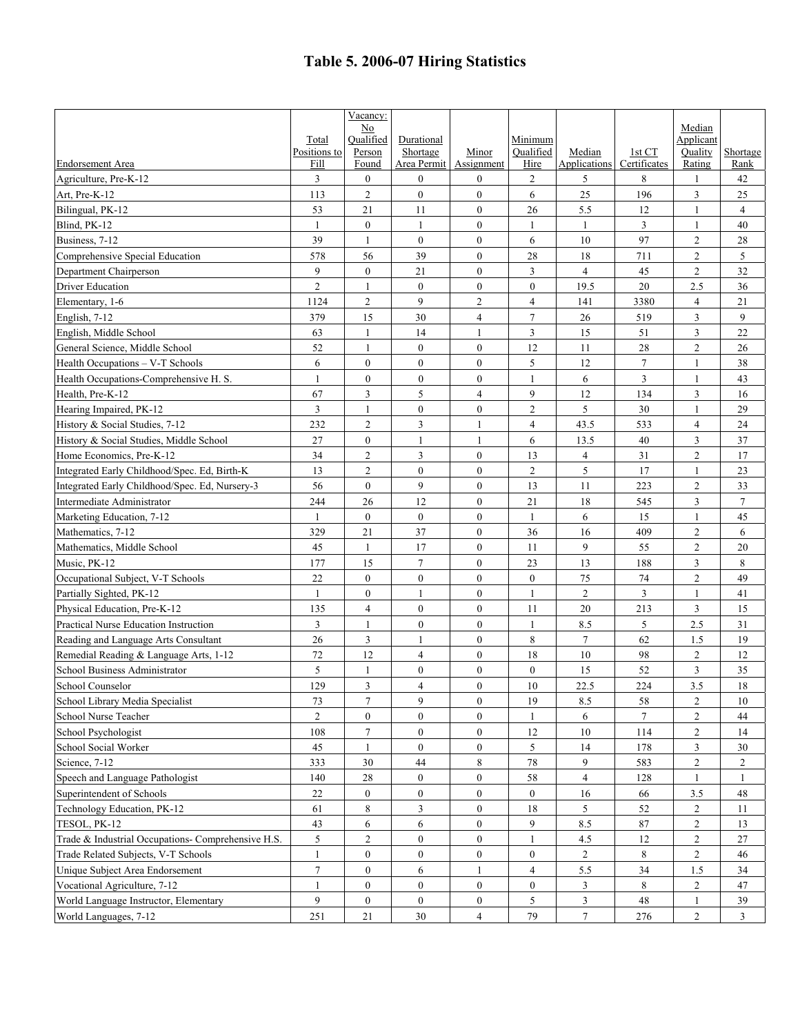# Table 5. 2006-07 Hiring Statistics

| Endorsement Area | Total Positions to Fill | Vacancy: No Qualified Person Found | Durational Shortage Area Permit | Minor Assignment | Minimum Qualified Hire | Median Applications | 1st CT Certificates | Median Applicant Quality Rating | Shortage Rank |
|---|---|---|---|---|---|---|---|---|---|
| Agriculture, Pre-K-12 | 3 | 0 | 0 | 0 | 2 | 5 | 8 | 1 | 42 |
| Art, Pre-K-12 | 113 | 2 | 0 | 0 | 6 | 25 | 196 | 3 | 25 |
| Bilingual, PK-12 | 53 | 21 | 11 | 0 | 26 | 5.5 | 12 | 1 | 4 |
| Blind, PK-12 | 1 | 0 | 1 | 0 | 1 | 1 | 3 | 1 | 40 |
| Business, 7-12 | 39 | 1 | 0 | 0 | 6 | 10 | 97 | 2 | 28 |
| Comprehensive Special Education | 578 | 56 | 39 | 0 | 28 | 18 | 711 | 2 | 5 |
| Department Chairperson | 9 | 0 | 21 | 0 | 3 | 4 | 45 | 2 | 32 |
| Driver Education | 2 | 1 | 0 | 0 | 0 | 19.5 | 20 | 2.5 | 36 |
| Elementary, 1-6 | 1124 | 2 | 9 | 2 | 4 | 141 | 3380 | 4 | 21 |
| English, 7-12 | 379 | 15 | 30 | 4 | 7 | 26 | 519 | 3 | 9 |
| English, Middle School | 63 | 1 | 14 | 1 | 3 | 15 | 51 | 3 | 22 |
| General Science, Middle School | 52 | 1 | 0 | 0 | 12 | 11 | 28 | 2 | 26 |
| Health Occupations – V-T Schools | 6 | 0 | 0 | 0 | 5 | 12 | 7 | 1 | 38 |
| Health Occupations-Comprehensive H. S. | 1 | 0 | 0 | 0 | 1 | 6 | 3 | 1 | 43 |
| Health, Pre-K-12 | 67 | 3 | 5 | 4 | 9 | 12 | 134 | 3 | 16 |
| Hearing Impaired, PK-12 | 3 | 1 | 0 | 0 | 2 | 5 | 30 | 1 | 29 |
| History & Social Studies, 7-12 | 232 | 2 | 3 | 1 | 4 | 43.5 | 533 | 4 | 24 |
| History & Social Studies, Middle School | 27 | 0 | 1 | 1 | 6 | 13.5 | 40 | 3 | 37 |
| Home Economics, Pre-K-12 | 34 | 2 | 3 | 0 | 13 | 4 | 31 | 2 | 17 |
| Integrated Early Childhood/Spec. Ed, Birth-K | 13 | 2 | 0 | 0 | 2 | 5 | 17 | 1 | 23 |
| Integrated Early Childhood/Spec. Ed, Nursery-3 | 56 | 0 | 9 | 0 | 13 | 11 | 223 | 2 | 33 |
| Intermediate Administrator | 244 | 26 | 12 | 0 | 21 | 18 | 545 | 3 | 7 |
| Marketing Education, 7-12 | 1 | 0 | 0 | 0 | 1 | 6 | 15 | 1 | 45 |
| Mathematics, 7-12 | 329 | 21 | 37 | 0 | 36 | 16 | 409 | 2 | 6 |
| Mathematics, Middle School | 45 | 1 | 17 | 0 | 11 | 9 | 55 | 2 | 20 |
| Music, PK-12 | 177 | 15 | 7 | 0 | 23 | 13 | 188 | 3 | 8 |
| Occupational Subject, V-T Schools | 22 | 0 | 0 | 0 | 0 | 75 | 74 | 2 | 49 |
| Partially Sighted, PK-12 | 1 | 0 | 1 | 0 | 1 | 2 | 3 | 1 | 41 |
| Physical Education, Pre-K-12 | 135 | 4 | 0 | 0 | 11 | 20 | 213 | 3 | 15 |
| Practical Nurse Education Instruction | 3 | 1 | 0 | 0 | 1 | 8.5 | 5 | 2.5 | 31 |
| Reading and Language Arts Consultant | 26 | 3 | 1 | 0 | 8 | 7 | 62 | 1.5 | 19 |
| Remedial Reading & Language Arts, 1-12 | 72 | 12 | 4 | 0 | 18 | 10 | 98 | 2 | 12 |
| School Business Administrator | 5 | 1 | 0 | 0 | 0 | 15 | 52 | 3 | 35 |
| School Counselor | 129 | 3 | 4 | 0 | 10 | 22.5 | 224 | 3.5 | 18 |
| School Library Media Specialist | 73 | 7 | 9 | 0 | 19 | 8.5 | 58 | 2 | 10 |
| School Nurse Teacher | 2 | 0 | 0 | 0 | 1 | 6 | 7 | 2 | 44 |
| School Psychologist | 108 | 7 | 0 | 0 | 12 | 10 | 114 | 2 | 14 |
| School Social Worker | 45 | 1 | 0 | 0 | 5 | 14 | 178 | 3 | 30 |
| Science, 7-12 | 333 | 30 | 44 | 8 | 78 | 9 | 583 | 2 | 2 |
| Speech and Language Pathologist | 140 | 28 | 0 | 0 | 58 | 4 | 128 | 1 | 1 |
| Superintendent of Schools | 22 | 0 | 0 | 0 | 0 | 16 | 66 | 3.5 | 48 |
| Technology Education, PK-12 | 61 | 8 | 3 | 0 | 18 | 5 | 52 | 2 | 11 |
| TESOL, PK-12 | 43 | 6 | 6 | 0 | 9 | 8.5 | 87 | 2 | 13 |
| Trade & Industrial Occupations- Comprehensive H.S. | 5 | 2 | 0 | 0 | 1 | 4.5 | 12 | 2 | 27 |
| Trade Related Subjects, V-T Schools | 1 | 0 | 0 | 0 | 0 | 2 | 8 | 2 | 46 |
| Unique Subject Area Endorsement | 7 | 0 | 6 | 1 | 4 | 5.5 | 34 | 1.5 | 34 |
| Vocational Agriculture, 7-12 | 1 | 0 | 0 | 0 | 0 | 3 | 8 | 2 | 47 |
| World Language Instructor, Elementary | 9 | 0 | 0 | 0 | 5 | 3 | 48 | 1 | 39 |
| World Languages, 7-12 | 251 | 21 | 30 | 4 | 79 | 7 | 276 | 2 | 3 |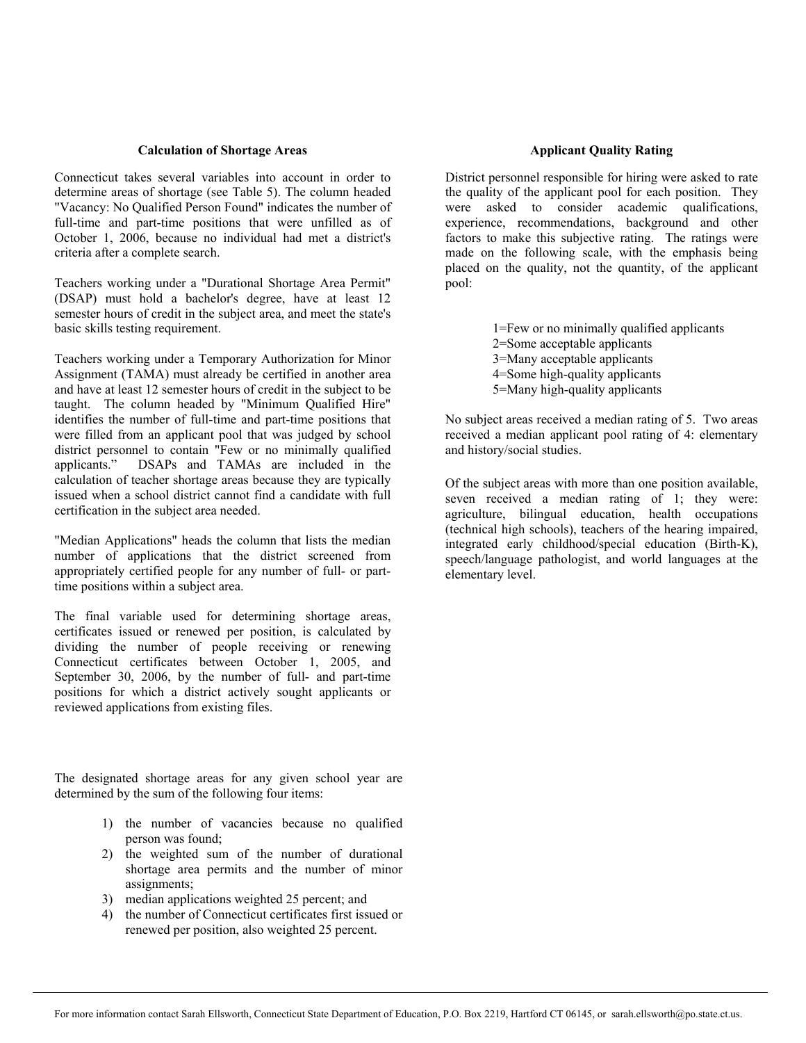## Calculation of Shortage Areas

Connecticut takes several variables into account in order to determine areas of shortage (see Table 5). The column headed "Vacancy: No Qualified Person Found" indicates the number of full-time and part-time positions that were unfilled as of October 1, 2006, because no individual had met a district's criteria after a complete search.

Teachers working under a "Durational Shortage Area Permit" (DSAP) must hold a bachelor's degree, have at least 12 semester hours of credit in the subject area, and meet the state's basic skills testing requirement.

Teachers working under a Temporary Authorization for Minor Assignment (TAMA) must already be certified in another area and have at least 12 semester hours of credit in the subject to be taught. The column headed by "Minimum Qualified Hire" identifies the number of full-time and part-time positions that were filled from an applicant pool that was judged by school district personnel to contain "Few or no minimally qualified applicants." DSAPs and TAMAs are included in the calculation of teacher shortage areas because they are typically issued when a school district cannot find a candidate with full certification in the subject area needed.

"Median Applications" heads the column that lists the median number of applications that the district screened from appropriately certified people for any number of full- or part-time positions within a subject area.

The final variable used for determining shortage areas, certificates issued or renewed per position, is calculated by dividing the number of people receiving or renewing Connecticut certificates between October 1, 2005, and September 30, 2006, by the number of full- and part-time positions for which a district actively sought applicants or reviewed applications from existing files.

The designated shortage areas for any given school year are determined by the sum of the following four items:

1) the number of vacancies because no qualified person was found;
2) the weighted sum of the number of durational shortage area permits and the number of minor assignments;
3) median applications weighted 25 percent; and
4) the number of Connecticut certificates first issued or renewed per position, also weighted 25 percent.

## Applicant Quality Rating

District personnel responsible for hiring were asked to rate the quality of the applicant pool for each position. They were asked to consider academic qualifications, experience, recommendations, background and other factors to make this subjective rating. The ratings were made on the following scale, with the emphasis being placed on the quality, not the quantity, of the applicant pool:

1=Few or no minimally qualified applicants  
2=Some acceptable applicants  
3=Many acceptable applicants  
4=Some high-quality applicants  
5=Many high-quality applicants

No subject areas received a median rating of 5. Two areas received a median applicant pool rating of 4: elementary and history/social studies.

Of the subject areas with more than one position available, seven received a median rating of 1; they were: agriculture, bilingual education, health occupations (technical high schools), teachers of the hearing impaired, integrated early childhood/special education (Birth-K), speech/language pathologist, and world languages at the elementary level.

For more information contact Sarah Ellsworth, Connecticut State Department of Education, P.O. Box 2219, Hartford CT 06145, or sarah.ellsworth@po.state.ct.us.